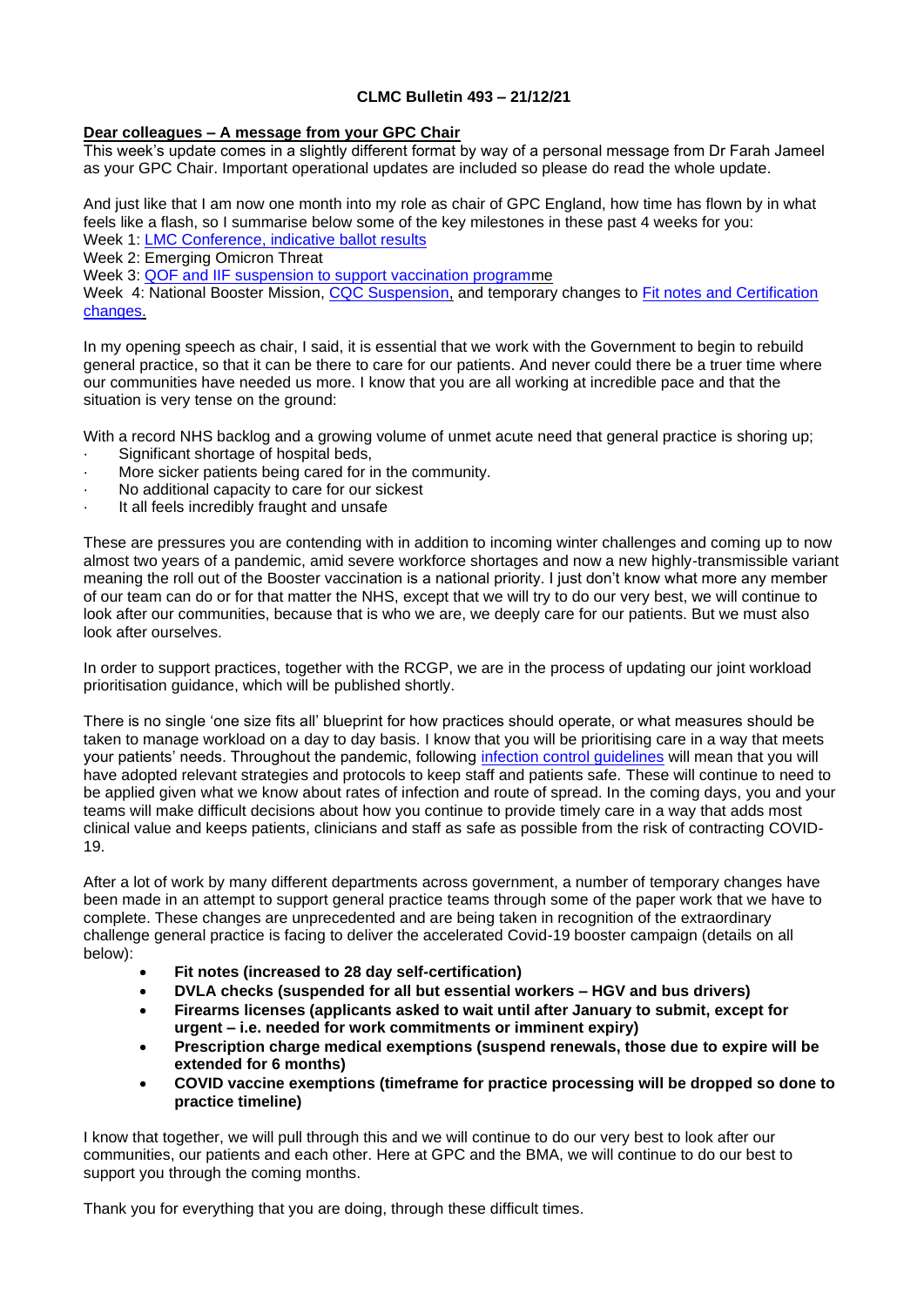**CLMC Bulletin 493 – 21/12/21**

**Dear colleagues – A message from your GPC Chair**

This week's update comes in a slightly different format by way of a personal message from Dr Farah Jameel as your GPC Chair. Important operational updates are included so please do read the whole update.

And just like that I am now one month into my role as chair of GPC England, how time has flown by in what feels like a flash, so I summarise below some of the key milestones in these past 4 weeks for you:

Week 1: LMC Conference, indicative ballot results
Week 2: Emerging Omicron Threat
Week 3: QOF and IIF suspension to support vaccination programme
Week 4: National Booster Mission, CQC Suspension, and temporary changes to Fit notes and Certification changes.

In my opening speech as chair, I said, it is essential that we work with the Government to begin to rebuild general practice, so that it can be there to care for our patients. And never could there be a truer time where our communities have needed us more. I know that you are all working at incredible pace and that the situation is very tense on the ground:

With a record NHS backlog and a growing volume of unmet acute need that general practice is shoring up;

- Significant shortage of hospital beds,
- More sicker patients being cared for in the community.
- No additional capacity to care for our sickest
- It all feels incredibly fraught and unsafe

These are pressures you are contending with in addition to incoming winter challenges and coming up to now almost two years of a pandemic, amid severe workforce shortages and now a new highly-transmissible variant meaning the roll out of the Booster vaccination is a national priority. I just don't know what more any member of our team can do or for that matter the NHS, except that we will try to do our very best, we will continue to look after our communities, because that is who we are, we deeply care for our patients. But we must also look after ourselves.

In order to support practices, together with the RCGP, we are in the process of updating our joint workload prioritisation guidance, which will be published shortly.

There is no single 'one size fits all' blueprint for how practices should operate, or what measures should be taken to manage workload on a day to day basis. I know that you will be prioritising care in a way that meets your patients' needs. Throughout the pandemic, following infection control guidelines will mean that you will have adopted relevant strategies and protocols to keep staff and patients safe. These will continue to need to be applied given what we know about rates of infection and route of spread. In the coming days, you and your teams will make difficult decisions about how you continue to provide timely care in a way that adds most clinical value and keeps patients, clinicians and staff as safe as possible from the risk of contracting COVID-19.

After a lot of work by many different departments across government, a number of temporary changes have been made in an attempt to support general practice teams through some of the paper work that we have to complete. These changes are unprecedented and are being taken in recognition of the extraordinary challenge general practice is facing to deliver the accelerated Covid-19 booster campaign (details on all below):

- **Fit notes (increased to 28 day self-certification)**
- **DVLA checks (suspended for all but essential workers – HGV and bus drivers)**
- **Firearms licenses (applicants asked to wait until after January to submit, except for urgent – i.e. needed for work commitments or imminent expiry)**
- **Prescription charge medical exemptions (suspend renewals, those due to expire will be extended for 6 months)**
- **COVID vaccine exemptions (timeframe for practice processing will be dropped so done to practice timeline)**

I know that together, we will pull through this and we will continue to do our very best to look after our communities, our patients and each other. Here at GPC and the BMA, we will continue to do our best to support you through the coming months.

Thank you for everything that you are doing, through these difficult times.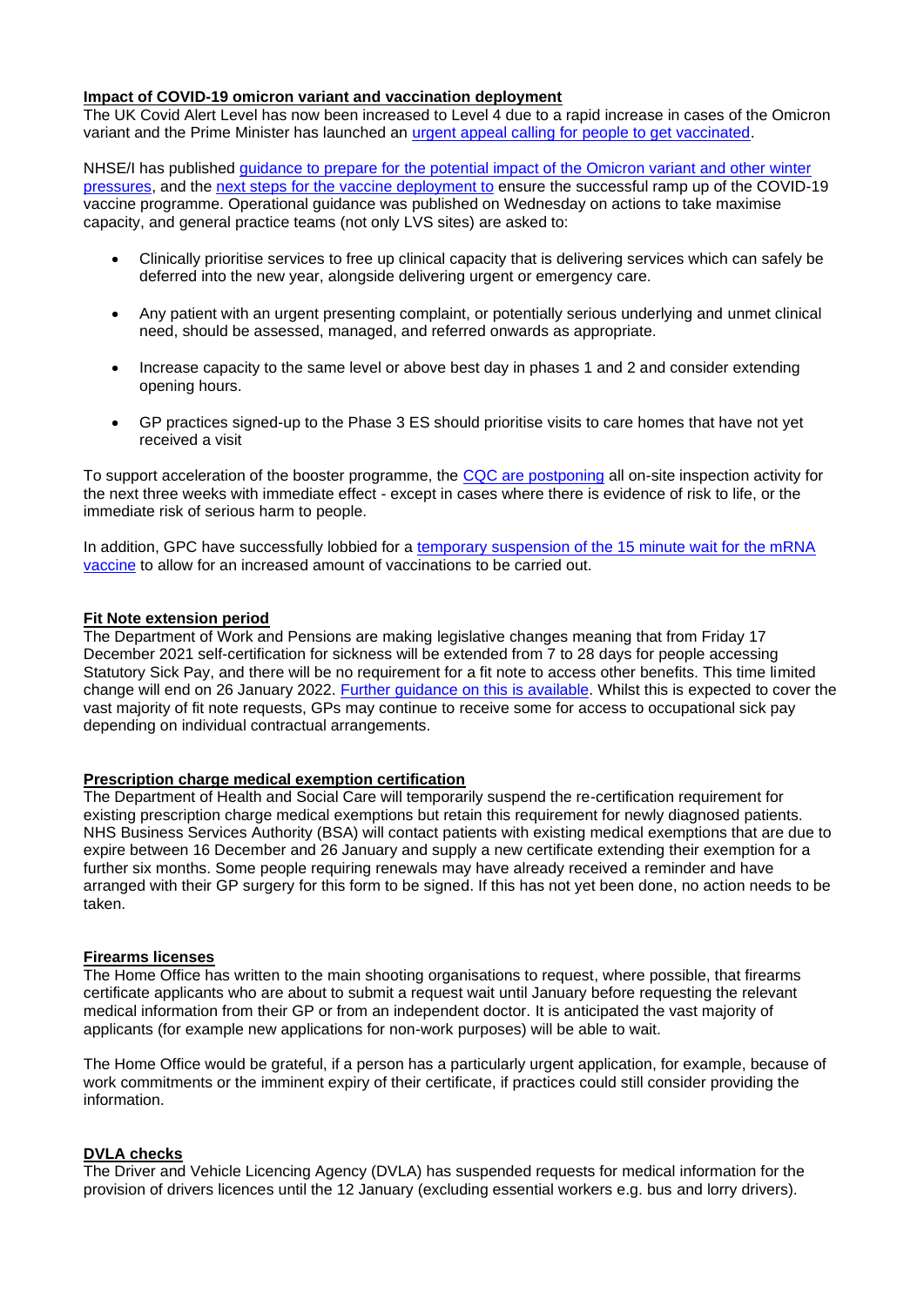## Impact of COVID-19 omicron variant and vaccination deployment

The UK Covid Alert Level has now been increased to Level 4 due to a rapid increase in cases of the Omicron variant and the Prime Minister has launched an urgent appeal calling for people to get vaccinated.

NHSE/I has published guidance to prepare for the potential impact of the Omicron variant and other winter pressures, and the next steps for the vaccine deployment to ensure the successful ramp up of the COVID-19 vaccine programme. Operational guidance was published on Wednesday on actions to take maximise capacity, and general practice teams (not only LVS sites) are asked to:

- Clinically prioritise services to free up clinical capacity that is delivering services which can safely be deferred into the new year, alongside delivering urgent or emergency care.
- Any patient with an urgent presenting complaint, or potentially serious underlying and unmet clinical need, should be assessed, managed, and referred onwards as appropriate.
- Increase capacity to the same level or above best day in phases 1 and 2 and consider extending opening hours.
- GP practices signed-up to the Phase 3 ES should prioritise visits to care homes that have not yet received a visit

To support acceleration of the booster programme, the CQC are postponing all on-site inspection activity for the next three weeks with immediate effect - except in cases where there is evidence of risk to life, or the immediate risk of serious harm to people.

In addition, GPC have successfully lobbied for a temporary suspension of the 15 minute wait for the mRNA vaccine to allow for an increased amount of vaccinations to be carried out.

## Fit Note extension period

The Department of Work and Pensions are making legislative changes meaning that from Friday 17 December 2021 self-certification for sickness will be extended from 7 to 28 days for people accessing Statutory Sick Pay, and there will be no requirement for a fit note to access other benefits. This time limited change will end on 26 January 2022. Further guidance on this is available. Whilst this is expected to cover the vast majority of fit note requests, GPs may continue to receive some for access to occupational sick pay depending on individual contractual arrangements.

## Prescription charge medical exemption certification

The Department of Health and Social Care will temporarily suspend the re-certification requirement for existing prescription charge medical exemptions but retain this requirement for newly diagnosed patients. NHS Business Services Authority (BSA) will contact patients with existing medical exemptions that are due to expire between 16 December and 26 January and supply a new certificate extending their exemption for a further six months. Some people requiring renewals may have already received a reminder and have arranged with their GP surgery for this form to be signed. If this has not yet been done, no action needs to be taken.

## Firearms licenses

The Home Office has written to the main shooting organisations to request, where possible, that firearms certificate applicants who are about to submit a request wait until January before requesting the relevant medical information from their GP or from an independent doctor. It is anticipated the vast majority of applicants (for example new applications for non-work purposes) will be able to wait.

The Home Office would be grateful, if a person has a particularly urgent application, for example, because of work commitments or the imminent expiry of their certificate, if practices could still consider providing the information.

## DVLA checks

The Driver and Vehicle Licencing Agency (DVLA) has suspended requests for medical information for the provision of drivers licences until the 12 January (excluding essential workers e.g. bus and lorry drivers).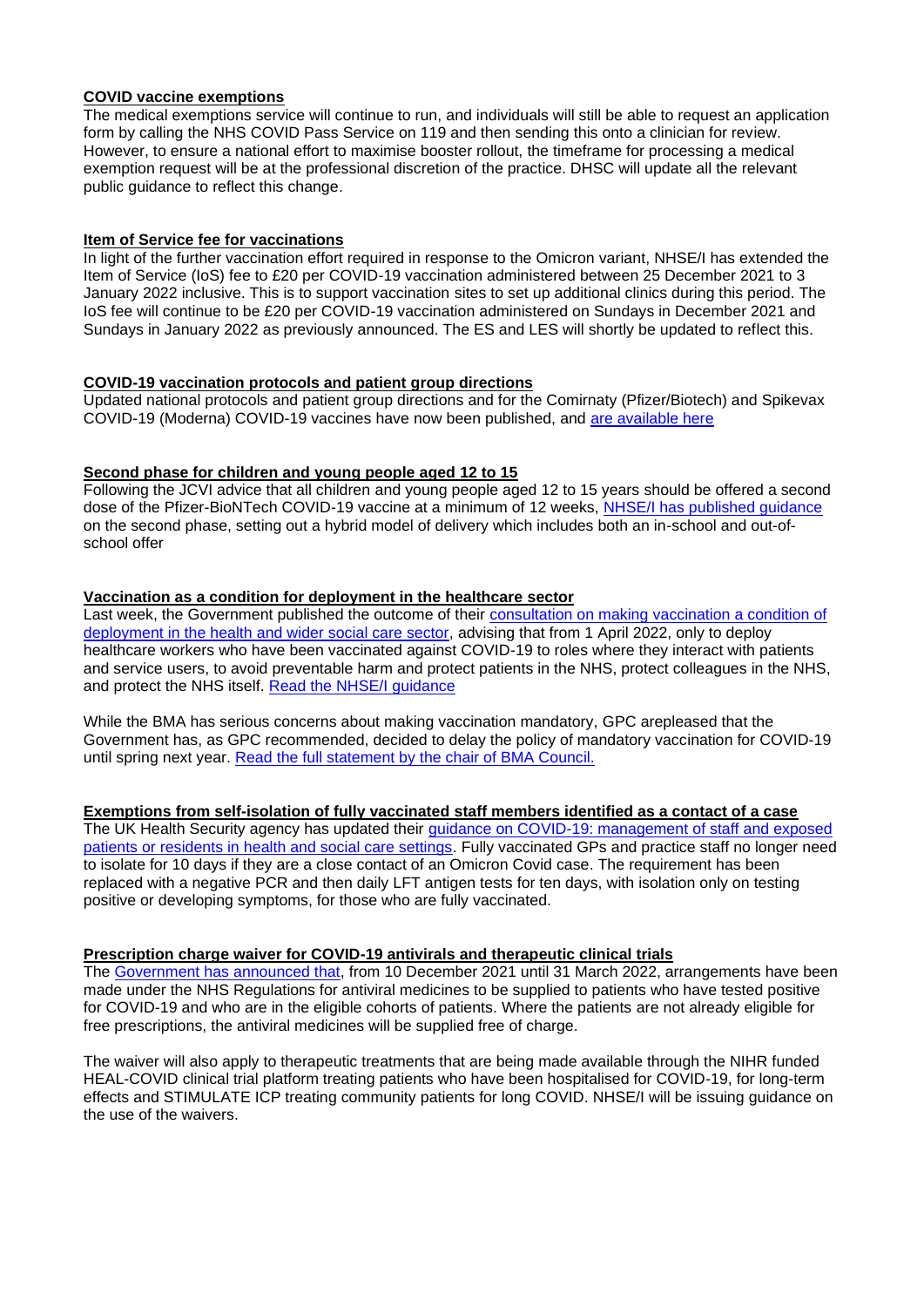**COVID vaccine exemptions**

The medical exemptions service will continue to run, and individuals will still be able to request an application form by calling the NHS COVID Pass Service on 119 and then sending this onto a clinician for review. However, to ensure a national effort to maximise booster rollout, the timeframe for processing a medical exemption request will be at the professional discretion of the practice. DHSC will update all the relevant public guidance to reflect this change.

**Item of Service fee for vaccinations**

In light of the further vaccination effort required in response to the Omicron variant, NHSE/I has extended the Item of Service (IoS) fee to £20 per COVID-19 vaccination administered between 25 December 2021 to 3 January 2022 inclusive. This is to support vaccination sites to set up additional clinics during this period. The IoS fee will continue to be £20 per COVID-19 vaccination administered on Sundays in December 2021 and Sundays in January 2022 as previously announced. The ES and LES will shortly be updated to reflect this.

**COVID-19 vaccination protocols and patient group directions**

Updated national protocols and patient group directions and for the Comirnaty (Pfizer/Biotech) and Spikevax COVID-19 (Moderna) COVID-19 vaccines have now been published, and are available here

**Second phase for children and young people aged 12 to 15**

Following the JCVI advice that all children and young people aged 12 to 15 years should be offered a second dose of the Pfizer-BioNTech COVID-19 vaccine at a minimum of 12 weeks, NHSE/I has published guidance on the second phase, setting out a hybrid model of delivery which includes both an in-school and out-of-school offer

**Vaccination as a condition for deployment in the healthcare sector**

Last week, the Government published the outcome of their consultation on making vaccination a condition of deployment in the health and wider social care sector, advising that from 1 April 2022, only to deploy healthcare workers who have been vaccinated against COVID-19 to roles where they interact with patients and service users, to avoid preventable harm and protect patients in the NHS, protect colleagues in the NHS, and protect the NHS itself. Read the NHSE/I guidance

While the BMA has serious concerns about making vaccination mandatory, GPC arepleased that the Government has, as GPC recommended, decided to delay the policy of mandatory vaccination for COVID-19 until spring next year. Read the full statement by the chair of BMA Council.

**Exemptions from self-isolation of fully vaccinated staff members identified as a contact of a case**

The UK Health Security agency has updated their guidance on COVID-19: management of staff and exposed patients or residents in health and social care settings. Fully vaccinated GPs and practice staff no longer need to isolate for 10 days if they are a close contact of an Omicron Covid case. The requirement has been replaced with a negative PCR and then daily LFT antigen tests for ten days, with isolation only on testing positive or developing symptoms, for those who are fully vaccinated.

**Prescription charge waiver for COVID-19 antivirals and therapeutic clinical trials**

The Government has announced that, from 10 December 2021 until 31 March 2022, arrangements have been made under the NHS Regulations for antiviral medicines to be supplied to patients who have tested positive for COVID-19 and who are in the eligible cohorts of patients. Where the patients are not already eligible for free prescriptions, the antiviral medicines will be supplied free of charge.

The waiver will also apply to therapeutic treatments that are being made available through the NIHR funded HEAL-COVID clinical trial platform treating patients who have been hospitalised for COVID-19, for long-term effects and STIMULATE ICP treating community patients for long COVID. NHSE/I will be issuing guidance on the use of the waivers.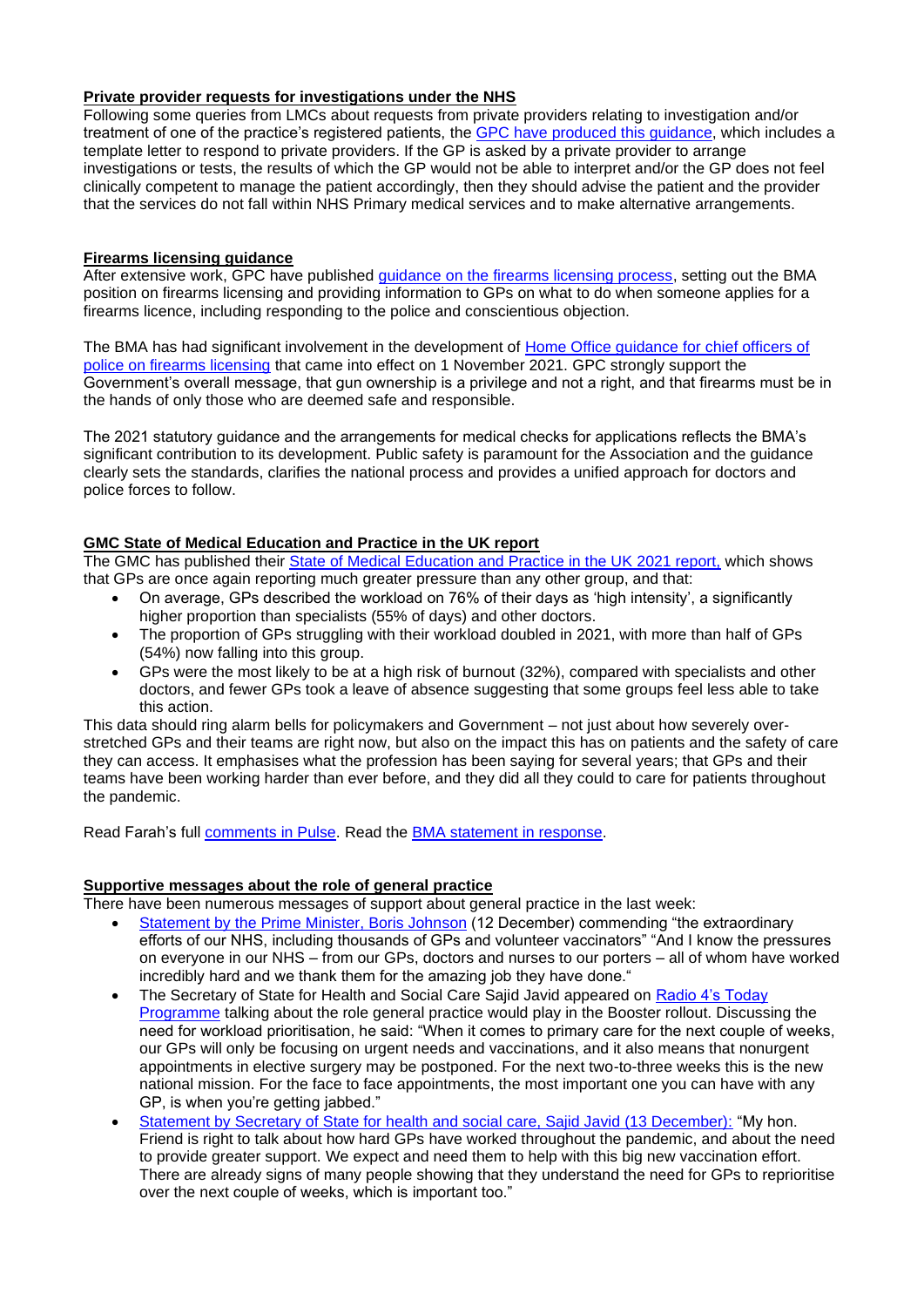## Private provider requests for investigations under the NHS

Following some queries from LMCs about requests from private providers relating to investigation and/or treatment of one of the practice's registered patients, the GPC have produced this guidance, which includes a template letter to respond to private providers. If the GP is asked by a private provider to arrange investigations or tests, the results of which the GP would not be able to interpret and/or the GP does not feel clinically competent to manage the patient accordingly, then they should advise the patient and the provider that the services do not fall within NHS Primary medical services and to make alternative arrangements.

## Firearms licensing guidance

After extensive work, GPC have published guidance on the firearms licensing process, setting out the BMA position on firearms licensing and providing information to GPs on what to do when someone applies for a firearms licence, including responding to the police and conscientious objection.

The BMA has had significant involvement in the development of Home Office guidance for chief officers of police on firearms licensing that came into effect on 1 November 2021. GPC strongly support the Government's overall message, that gun ownership is a privilege and not a right, and that firearms must be in the hands of only those who are deemed safe and responsible.

The 2021 statutory guidance and the arrangements for medical checks for applications reflects the BMA's significant contribution to its development. Public safety is paramount for the Association and the guidance clearly sets the standards, clarifies the national process and provides a unified approach for doctors and police forces to follow.

## GMC State of Medical Education and Practice in the UK report

The GMC has published their State of Medical Education and Practice in the UK 2021 report, which shows that GPs are once again reporting much greater pressure than any other group, and that:

- On average, GPs described the workload on 76% of their days as 'high intensity', a significantly higher proportion than specialists (55% of days) and other doctors.
- The proportion of GPs struggling with their workload doubled in 2021, with more than half of GPs (54%) now falling into this group.
- GPs were the most likely to be at a high risk of burnout (32%), compared with specialists and other doctors, and fewer GPs took a leave of absence suggesting that some groups feel less able to take this action.

This data should ring alarm bells for policymakers and Government – not just about how severely over-stretched GPs and their teams are right now, but also on the impact this has on patients and the safety of care they can access. It emphasises what the profession has been saying for several years; that GPs and their teams have been working harder than ever before, and they did all they could to care for patients throughout the pandemic.

Read Farah's full comments in Pulse. Read the BMA statement in response.

## Supportive messages about the role of general practice

There have been numerous messages of support about general practice in the last week:

- Statement by the Prime Minister, Boris Johnson (12 December) commending "the extraordinary efforts of our NHS, including thousands of GPs and volunteer vaccinators" "And I know the pressures on everyone in our NHS – from our GPs, doctors and nurses to our porters – all of whom have worked incredibly hard and we thank them for the amazing job they have done."
- The Secretary of State for Health and Social Care Sajid Javid appeared on Radio 4's Today Programme talking about the role general practice would play in the Booster rollout. Discussing the need for workload prioritisation, he said: "When it comes to primary care for the next couple of weeks, our GPs will only be focusing on urgent needs and vaccinations, and it also means that nonurgent appointments in elective surgery may be postponed. For the next two-to-three weeks this is the new national mission. For the face to face appointments, the most important one you can have with any GP, is when you're getting jabbed."
- Statement by Secretary of State for health and social care, Sajid Javid (13 December): "My hon. Friend is right to talk about how hard GPs have worked throughout the pandemic, and about the need to provide greater support. We expect and need them to help with this big new vaccination effort. There are already signs of many people showing that they understand the need for GPs to reprioritise over the next couple of weeks, which is important too."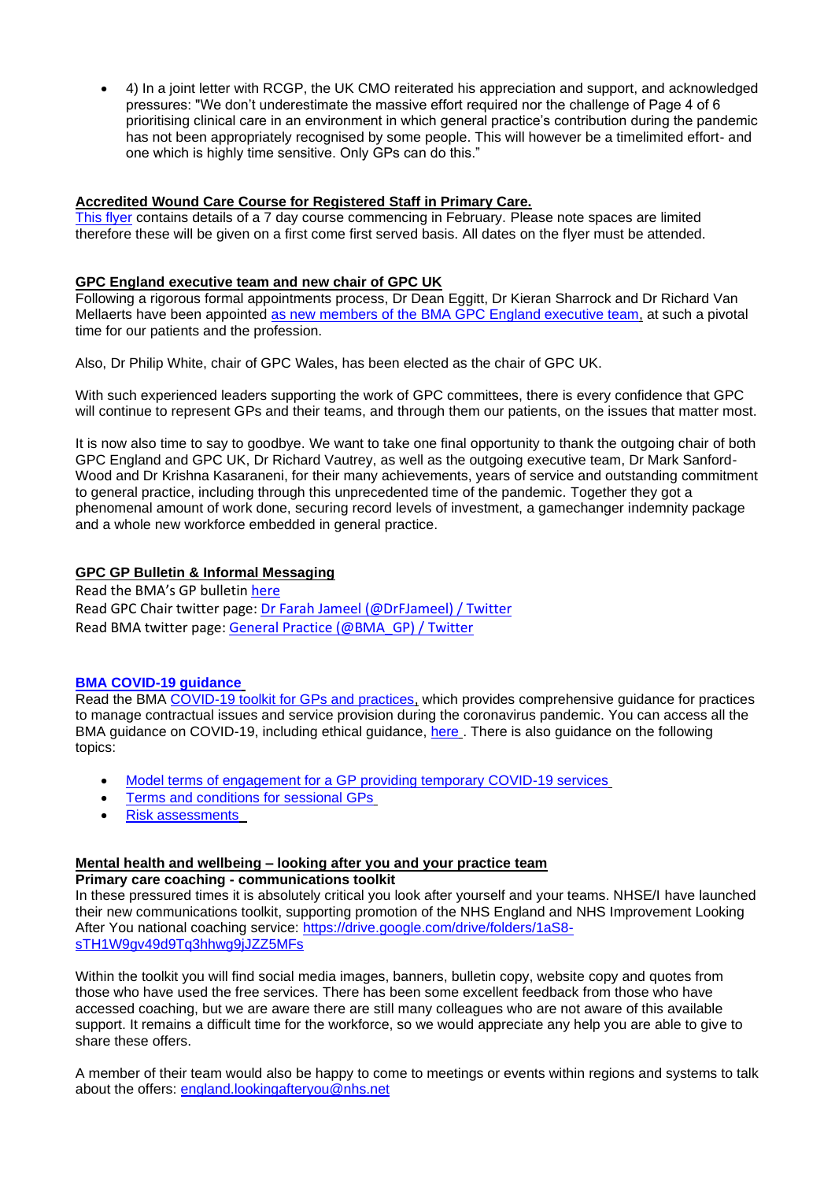- 4) In a joint letter with RCGP, the UK CMO reiterated his appreciation and support, and acknowledged pressures: "We don't underestimate the massive effort required nor the challenge of Page 4 of 6 prioritising clinical care in an environment in which general practice's contribution during the pandemic has not been appropriately recognised by some people. This will however be a timelimited effort- and one which is highly time sensitive. Only GPs can do this."

**Accredited Wound Care Course for Registered Staff in Primary Care.**

This flyer contains details of a 7 day course commencing in February. Please note spaces are limited therefore these will be given on a first come first served basis. All dates on the flyer must be attended.

**GPC England executive team and new chair of GPC UK**

Following a rigorous formal appointments process, Dr Dean Eggitt, Dr Kieran Sharrock and Dr Richard Van Mellaerts have been appointed as new members of the BMA GPC England executive team, at such a pivotal time for our patients and the profession.

Also, Dr Philip White, chair of GPC Wales, has been elected as the chair of GPC UK.

With such experienced leaders supporting the work of GPC committees, there is every confidence that GPC will continue to represent GPs and their teams, and through them our patients, on the issues that matter most.

It is now also time to say to goodbye. We want to take one final opportunity to thank the outgoing chair of both GPC England and GPC UK, Dr Richard Vautrey, as well as the outgoing executive team, Dr Mark Sanford-Wood and Dr Krishna Kasaraneni, for their many achievements, years of service and outstanding commitment to general practice, including through this unprecedented time of the pandemic. Together they got a phenomenal amount of work done, securing record levels of investment, a gamechanger indemnity package and a whole new workforce embedded in general practice.

**GPC GP Bulletin & Informal Messaging**

Read the BMA's GP bulletin here
Read GPC Chair twitter page: Dr Farah Jameel (@DrFJameel) / Twitter
Read BMA twitter page: General Practice (@BMA_GP) / Twitter

**BMA COVID-19 guidance**

Read the BMA COVID-19 toolkit for GPs and practices, which provides comprehensive guidance for practices to manage contractual issues and service provision during the coronavirus pandemic. You can access all the BMA guidance on COVID-19, including ethical guidance, here . There is also guidance on the following topics:

- Model terms of engagement for a GP providing temporary COVID-19 services
- Terms and conditions for sessional GPs
- Risk assessments

**Mental health and wellbeing – looking after you and your practice team**

**Primary care coaching - communications toolkit**

In these pressured times it is absolutely critical you look after yourself and your teams. NHSE/I have launched their new communications toolkit, supporting promotion of the NHS England and NHS Improvement Looking After You national coaching service: https://drive.google.com/drive/folders/1aS8-sTH1W9gv49d9Tq3hhwg9jJZZ5MFs

Within the toolkit you will find social media images, banners, bulletin copy, website copy and quotes from those who have used the free services. There has been some excellent feedback from those who have accessed coaching, but we are aware there are still many colleagues who are not aware of this available support. It remains a difficult time for the workforce, so we would appreciate any help you are able to give to share these offers.

A member of their team would also be happy to come to meetings or events within regions and systems to talk about the offers: england.lookingafteryou@nhs.net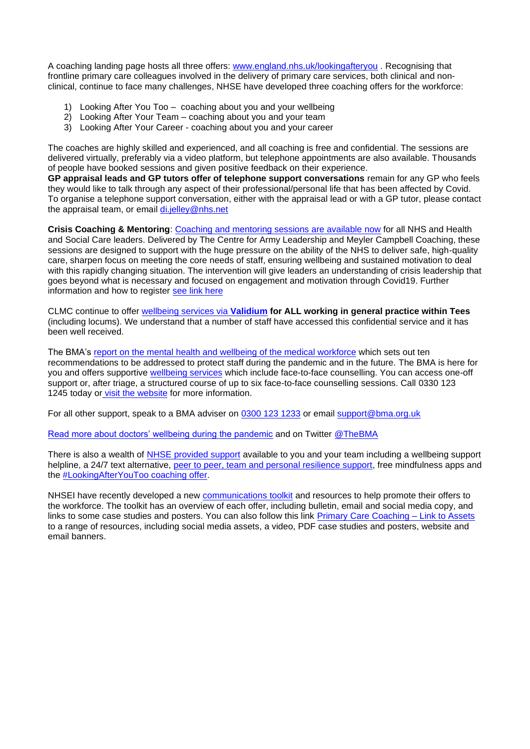A coaching landing page hosts all three offers: www.england.nhs.uk/lookingafteryou . Recognising that frontline primary care colleagues involved in the delivery of primary care services, both clinical and non-clinical, continue to face many challenges, NHSE have developed three coaching offers for the workforce:

1) Looking After You Too – coaching about you and your wellbeing
2) Looking After Your Team – coaching about you and your team
3) Looking After Your Career - coaching about you and your career

The coaches are highly skilled and experienced, and all coaching is free and confidential. The sessions are delivered virtually, preferably via a video platform, but telephone appointments are also available. Thousands of people have booked sessions and given positive feedback on their experience.
**GP appraisal leads and GP tutors offer of telephone support conversations** remain for any GP who feels they would like to talk through any aspect of their professional/personal life that has been affected by Covid. To organise a telephone support conversation, either with the appraisal lead or with a GP tutor, please contact the appraisal team, or email di.jelley@nhs.net

**Crisis Coaching & Mentoring**: Coaching and mentoring sessions are available now for all NHS and Health and Social Care leaders. Delivered by The Centre for Army Leadership and Meyler Campbell Coaching, these sessions are designed to support with the huge pressure on the ability of the NHS to deliver safe, high-quality care, sharpen focus on meeting the core needs of staff, ensuring wellbeing and sustained motivation to deal with this rapidly changing situation. The intervention will give leaders an understanding of crisis leadership that goes beyond what is necessary and focused on engagement and motivation through Covid19. Further information and how to register see link here

CLMC continue to offer wellbeing services via **Validium** **for ALL working in general practice within Tees** (including locums). We understand that a number of staff have accessed this confidential service and it has been well received.

The BMA's report on the mental health and wellbeing of the medical workforce which sets out ten recommendations to be addressed to protect staff during the pandemic and in the future. The BMA is here for you and offers supportive wellbeing services which include face-to-face counselling. You can access one-off support or, after triage, a structured course of up to six face-to-face counselling sessions. Call 0330 123 1245 today or visit the website for more information.

For all other support, speak to a BMA adviser on 0300 123 1233 or email support@bma.org.uk

Read more about doctors' wellbeing during the pandemic and on Twitter @TheBMA

There is also a wealth of NHSE provided support available to you and your team including a wellbeing support helpline, a 24/7 text alternative, peer to peer, team and personal resilience support, free mindfulness apps and the #LookingAfterYouToo coaching offer.

NHSEI have recently developed a new communications toolkit and resources to help promote their offers to the workforce. The toolkit has an overview of each offer, including bulletin, email and social media copy, and links to some case studies and posters. You can also follow this link Primary Care Coaching – Link to Assets to a range of resources, including social media assets, a video, PDF case studies and posters, website and email banners.